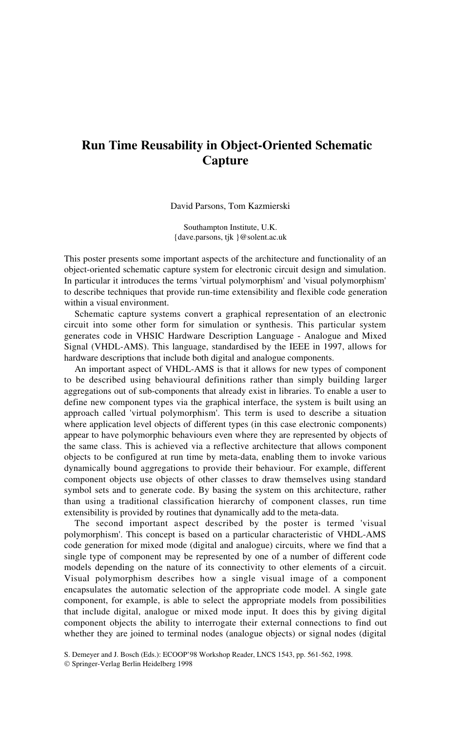# Run Time Reusability in Object-Oriented Schematic Capture

David Parsons, Tom Kazmierski

Southampton Institute, U.K.
{dave.parsons, tjk }@solent.ac.uk

This poster presents some important aspects of the architecture and functionality of an object-oriented schematic capture system for electronic circuit design and simulation. In particular it introduces the terms 'virtual polymorphism' and 'visual polymorphism' to describe techniques that provide run-time extensibility and flexible code generation within a visual environment.

Schematic capture systems convert a graphical representation of an electronic circuit into some other form for simulation or synthesis. This particular system generates code in VHSIC Hardware Description Language - Analogue and Mixed Signal (VHDL-AMS). This language, standardised by the IEEE in 1997, allows for hardware descriptions that include both digital and analogue components.

An important aspect of VHDL-AMS is that it allows for new types of component to be described using behavioural definitions rather than simply building larger aggregations out of sub-components that already exist in libraries. To enable a user to define new component types via the graphical interface, the system is built using an approach called 'virtual polymorphism'. This term is used to describe a situation where application level objects of different types (in this case electronic components) appear to have polymorphic behaviours even where they are represented by objects of the same class. This is achieved via a reflective architecture that allows component objects to be configured at run time by meta-data, enabling them to invoke various dynamically bound aggregations to provide their behaviour. For example, different component objects use objects of other classes to draw themselves using standard symbol sets and to generate code. By basing the system on this architecture, rather than using a traditional classification hierarchy of component classes, run time extensibility is provided by routines that dynamically add to the meta-data.

The second important aspect described by the poster is termed 'visual polymorphism'. This concept is based on a particular characteristic of VHDL-AMS code generation for mixed mode (digital and analogue) circuits, where we find that a single type of component may be represented by one of a number of different code models depending on the nature of its connectivity to other elements of a circuit. Visual polymorphism describes how a single visual image of a component encapsulates the automatic selection of the appropriate code model. A single gate component, for example, is able to select the appropriate models from possibilities that include digital, analogue or mixed mode input. It does this by giving digital component objects the ability to interrogate their external connections to find out whether they are joined to terminal nodes (analogue objects) or signal nodes (digital

S. Demeyer and J. Bosch (Eds.): ECOOP'98 Workshop Reader, LNCS 1543, pp. 561-562, 1998.
© Springer-Verlag Berlin Heidelberg 1998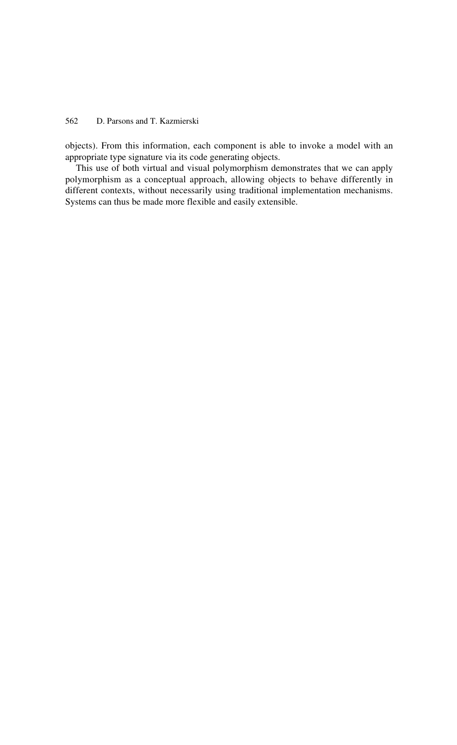objects). From this information, each component is able to invoke a model with an appropriate type signature via its code generating objects.

This use of both virtual and visual polymorphism demonstrates that we can apply polymorphism as a conceptual approach, allowing objects to behave differently in different contexts, without necessarily using traditional implementation mechanisms. Systems can thus be made more flexible and easily extensible.